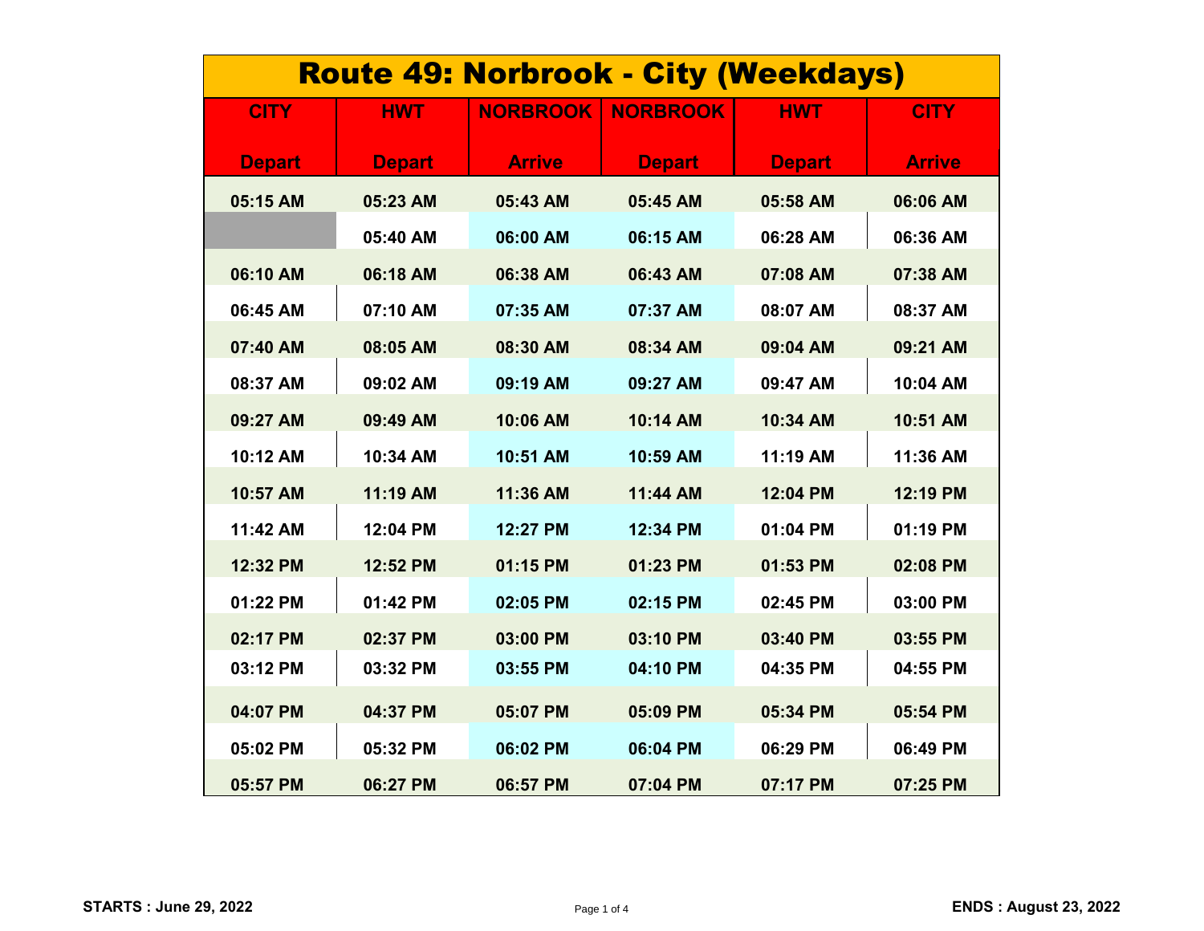# Route 49: Norbrook - City (Weekdays)

| CITY Depart | HWT Depart | NORBROOK Arrive | NORBROOK Depart | HWT Depart | CITY Arrive |
|---|---|---|---|---|---|
| 05:15 AM | 05:23 AM | 05:43 AM | 05:45 AM | 05:58 AM | 06:06 AM |
| | 05:40 AM | 06:00 AM | 06:15 AM | 06:28 AM | 06:36 AM |
| 06:10 AM | 06:18 AM | 06:38 AM | 06:43 AM | 07:08 AM | 07:38 AM |
| 06:45 AM | 07:10 AM | 07:35 AM | 07:37 AM | 08:07 AM | 08:37 AM |
| 07:40 AM | 08:05 AM | 08:30 AM | 08:34 AM | 09:04 AM | 09:21 AM |
| 08:37 AM | 09:02 AM | 09:19 AM | 09:27 AM | 09:47 AM | 10:04 AM |
| 09:27 AM | 09:49 AM | 10:06 AM | 10:14 AM | 10:34 AM | 10:51 AM |
| 10:12 AM | 10:34 AM | 10:51 AM | 10:59 AM | 11:19 AM | 11:36 AM |
| 10:57 AM | 11:19 AM | 11:36 AM | 11:44 AM | 12:04 PM | 12:19 PM |
| 11:42 AM | 12:04 PM | 12:27 PM | 12:34 PM | 01:04 PM | 01:19 PM |
| 12:32 PM | 12:52 PM | 01:15 PM | 01:23 PM | 01:53 PM | 02:08 PM |
| 01:22 PM | 01:42 PM | 02:05 PM | 02:15 PM | 02:45 PM | 03:00 PM |
| 02:17 PM | 02:37 PM | 03:00 PM | 03:10 PM | 03:40 PM | 03:55 PM |
| 03:12 PM | 03:32 PM | 03:55 PM | 04:10 PM | 04:35 PM | 04:55 PM |
| 04:07 PM | 04:37 PM | 05:07 PM | 05:09 PM | 05:34 PM | 05:54 PM |
| 05:02 PM | 05:32 PM | 06:02 PM | 06:04 PM | 06:29 PM | 06:49 PM |
| 05:57 PM | 06:27 PM | 06:57 PM | 07:04 PM | 07:17 PM | 07:25 PM |

**STARTS : June 29, 2022** **ENDS : August 23, 2022**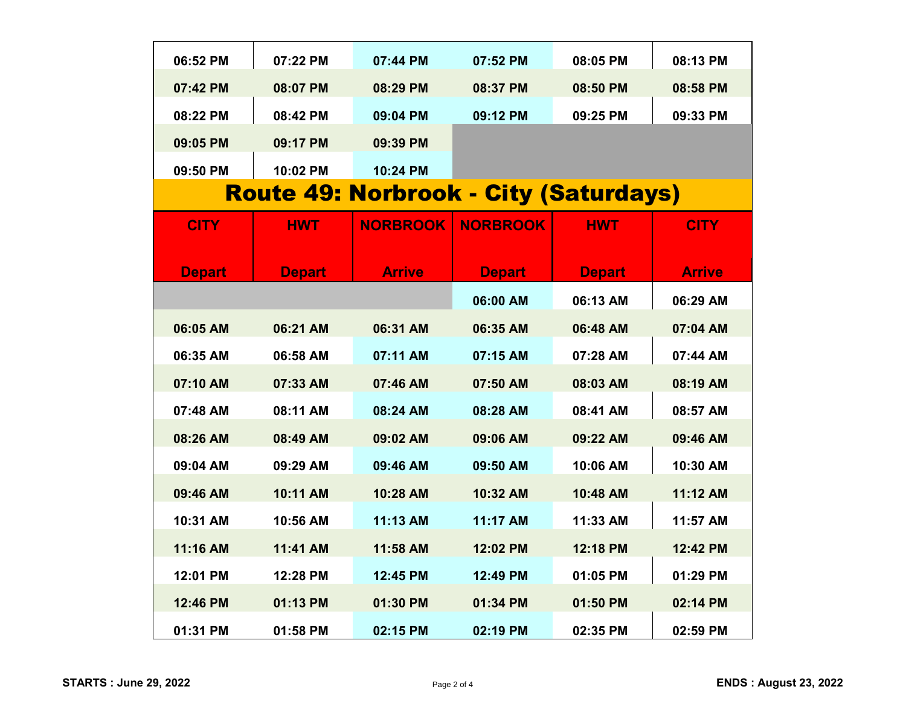| | | | | | |
|---|---|---|---|---|---|
| 06:52 PM | 07:22 PM | 07:44 PM | 07:52 PM | 08:05 PM | 08:13 PM |
| 07:42 PM | 08:07 PM | 08:29 PM | 08:37 PM | 08:50 PM | 08:58 PM |
| 08:22 PM | 08:42 PM | 09:04 PM | 09:12 PM | 09:25 PM | 09:33 PM |
| 09:05 PM | 09:17 PM | 09:39 PM | | | |
| 09:50 PM | 10:02 PM | 10:24 PM | | | |

## Route 49: Norbrook - City (Saturdays)

| CITY Depart | HWT Depart | NORBROOK Arrive | NORBROOK Depart | HWT Depart | CITY Arrive |
|---|---|---|---|---|---|
| | | | 06:00 AM | 06:13 AM | 06:29 AM |
| 06:05 AM | 06:21 AM | 06:31 AM | 06:35 AM | 06:48 AM | 07:04 AM |
| 06:35 AM | 06:58 AM | 07:11 AM | 07:15 AM | 07:28 AM | 07:44 AM |
| 07:10 AM | 07:33 AM | 07:46 AM | 07:50 AM | 08:03 AM | 08:19 AM |
| 07:48 AM | 08:11 AM | 08:24 AM | 08:28 AM | 08:41 AM | 08:57 AM |
| 08:26 AM | 08:49 AM | 09:02 AM | 09:06 AM | 09:22 AM | 09:46 AM |
| 09:04 AM | 09:29 AM | 09:46 AM | 09:50 AM | 10:06 AM | 10:30 AM |
| 09:46 AM | 10:11 AM | 10:28 AM | 10:32 AM | 10:48 AM | 11:12 AM |
| 10:31 AM | 10:56 AM | 11:13 AM | 11:17 AM | 11:33 AM | 11:57 AM |
| 11:16 AM | 11:41 AM | 11:58 AM | 12:02 PM | 12:18 PM | 12:42 PM |
| 12:01 PM | 12:28 PM | 12:45 PM | 12:49 PM | 01:05 PM | 01:29 PM |
| 12:46 PM | 01:13 PM | 01:30 PM | 01:34 PM | 01:50 PM | 02:14 PM |
| 01:31 PM | 01:58 PM | 02:15 PM | 02:19 PM | 02:35 PM | 02:59 PM |

**STARTS : June 29, 2022** **ENDS : August 23, 2022**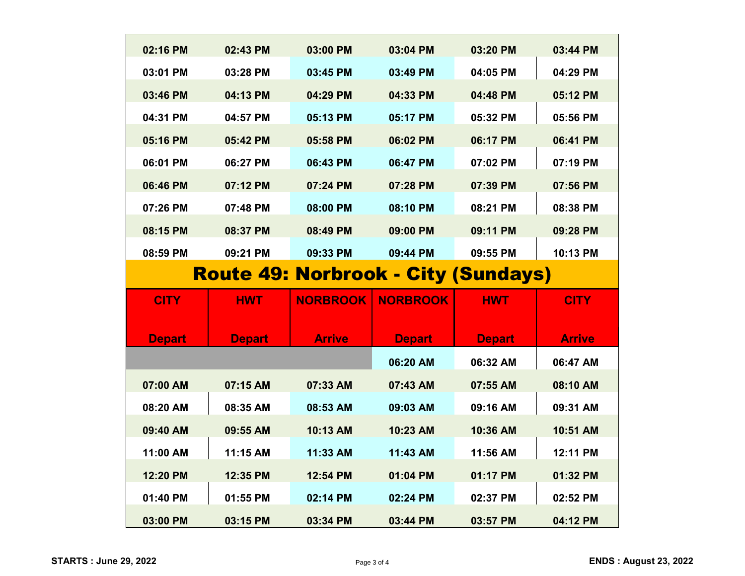| | | | | | |
|---|---|---|---|---|---|
| 02:16 PM | 02:43 PM | 03:00 PM | 03:04 PM | 03:20 PM | 03:44 PM |
| 03:01 PM | 03:28 PM | 03:45 PM | 03:49 PM | 04:05 PM | 04:29 PM |
| 03:46 PM | 04:13 PM | 04:29 PM | 04:33 PM | 04:48 PM | 05:12 PM |
| 04:31 PM | 04:57 PM | 05:13 PM | 05:17 PM | 05:32 PM | 05:56 PM |
| 05:16 PM | 05:42 PM | 05:58 PM | 06:02 PM | 06:17 PM | 06:41 PM |
| 06:01 PM | 06:27 PM | 06:43 PM | 06:47 PM | 07:02 PM | 07:19 PM |
| 06:46 PM | 07:12 PM | 07:24 PM | 07:28 PM | 07:39 PM | 07:56 PM |
| 07:26 PM | 07:48 PM | 08:00 PM | 08:10 PM | 08:21 PM | 08:38 PM |
| 08:15 PM | 08:37 PM | 08:49 PM | 09:00 PM | 09:11 PM | 09:28 PM |
| 08:59 PM | 09:21 PM | 09:33 PM | 09:44 PM | 09:55 PM | 10:13 PM |

# Route 49: Norbrook - City (Sundays)

| CITY Depart | HWT Depart | NORBROOK Arrive | NORBROOK Depart | HWT Depart | CITY Arrive |
|---|---|---|---|---|---|
| | | | 06:20 AM | 06:32 AM | 06:47 AM |
| 07:00 AM | 07:15 AM | 07:33 AM | 07:43 AM | 07:55 AM | 08:10 AM |
| 08:20 AM | 08:35 AM | 08:53 AM | 09:03 AM | 09:16 AM | 09:31 AM |
| 09:40 AM | 09:55 AM | 10:13 AM | 10:23 AM | 10:36 AM | 10:51 AM |
| 11:00 AM | 11:15 AM | 11:33 AM | 11:43 AM | 11:56 AM | 12:11 PM |
| 12:20 PM | 12:35 PM | 12:54 PM | 01:04 PM | 01:17 PM | 01:32 PM |
| 01:40 PM | 01:55 PM | 02:14 PM | 02:24 PM | 02:37 PM | 02:52 PM |
| 03:00 PM | 03:15 PM | 03:34 PM | 03:44 PM | 03:57 PM | 04:12 PM |

**STARTS : June 29, 2022** **ENDS : August 23, 2022**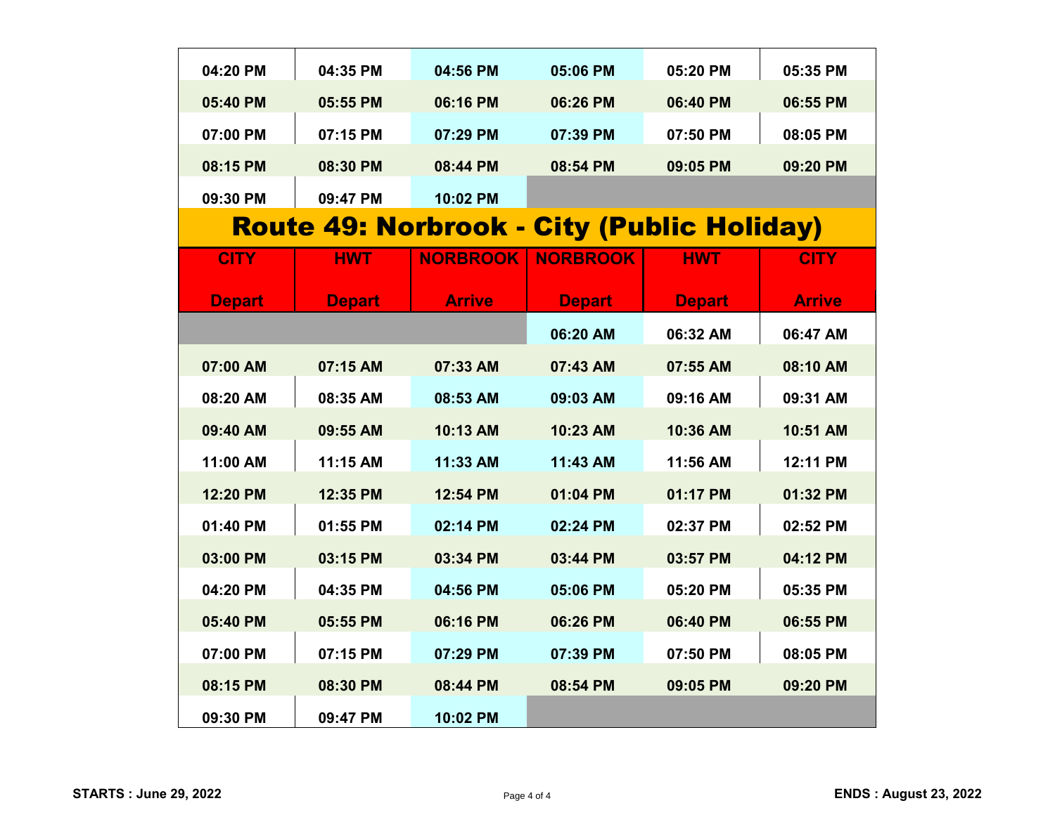| | | | | | |
|---|---|---|---|---|---|
| 04:20 PM | 04:35 PM | 04:56 PM | 05:06 PM | 05:20 PM | 05:35 PM |
| 05:40 PM | 05:55 PM | 06:16 PM | 06:26 PM | 06:40 PM | 06:55 PM |
| 07:00 PM | 07:15 PM | 07:29 PM | 07:39 PM | 07:50 PM | 08:05 PM |
| 08:15 PM | 08:30 PM | 08:44 PM | 08:54 PM | 09:05 PM | 09:20 PM |
| 09:30 PM | 09:47 PM | 10:02 PM | | | |

# Route 49: Norbrook - City (Public Holiday)

| CITY Depart | HWT Depart | NORBROOK Arrive | NORBROOK Depart | HWT Depart | CITY Arrive |
|---|---|---|---|---|---|
| | | | 06:20 AM | 06:32 AM | 06:47 AM |
| 07:00 AM | 07:15 AM | 07:33 AM | 07:43 AM | 07:55 AM | 08:10 AM |
| 08:20 AM | 08:35 AM | 08:53 AM | 09:03 AM | 09:16 AM | 09:31 AM |
| 09:40 AM | 09:55 AM | 10:13 AM | 10:23 AM | 10:36 AM | 10:51 AM |
| 11:00 AM | 11:15 AM | 11:33 AM | 11:43 AM | 11:56 AM | 12:11 PM |
| 12:20 PM | 12:35 PM | 12:54 PM | 01:04 PM | 01:17 PM | 01:32 PM |
| 01:40 PM | 01:55 PM | 02:14 PM | 02:24 PM | 02:37 PM | 02:52 PM |
| 03:00 PM | 03:15 PM | 03:34 PM | 03:44 PM | 03:57 PM | 04:12 PM |
| 04:20 PM | 04:35 PM | 04:56 PM | 05:06 PM | 05:20 PM | 05:35 PM |
| 05:40 PM | 05:55 PM | 06:16 PM | 06:26 PM | 06:40 PM | 06:55 PM |
| 07:00 PM | 07:15 PM | 07:29 PM | 07:39 PM | 07:50 PM | 08:05 PM |
| 08:15 PM | 08:30 PM | 08:44 PM | 08:54 PM | 09:05 PM | 09:20 PM |
| 09:30 PM | 09:47 PM | 10:02 PM | | | |

**STARTS : June 29, 2022**

**ENDS : August 23, 2022**